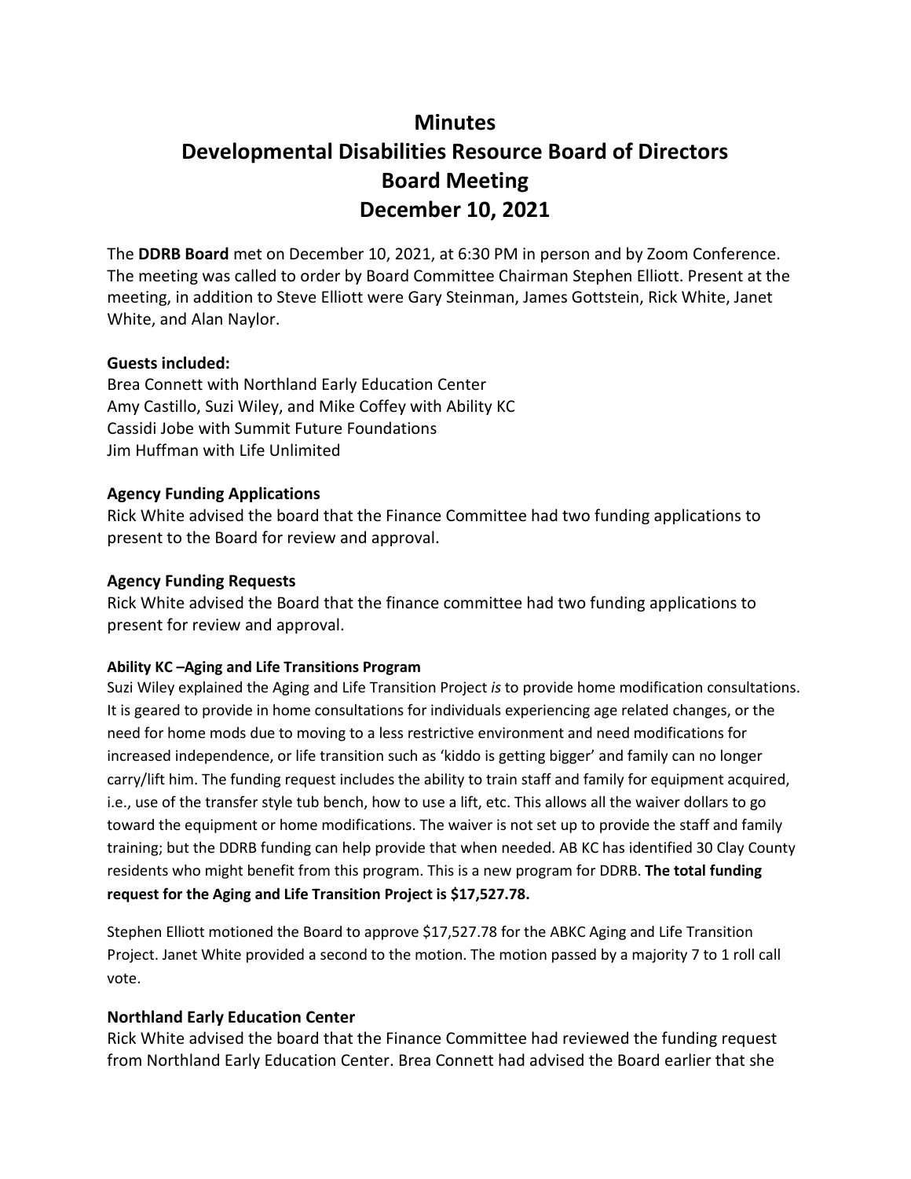# Minutes
# Developmental Disabilities Resource Board of Directors
# Board Meeting
# December 10, 2021

The **DDRB Board** met on December 10, 2021, at 6:30 PM in person and by Zoom Conference. The meeting was called to order by Board Committee Chairman Stephen Elliott. Present at the meeting, in addition to Steve Elliott were Gary Steinman, James Gottstein, Rick White, Janet White, and Alan Naylor.

**Guests included:**

Brea Connett with Northland Early Education Center
Amy Castillo, Suzi Wiley, and Mike Coffey with Ability KC
Cassidi Jobe with Summit Future Foundations
Jim Huffman with Life Unlimited

### Agency Funding Applications

Rick White advised the board that the Finance Committee had two funding applications to present to the Board for review and approval.

### Agency Funding Requests

Rick White advised the Board that the finance committee had two funding applications to present for review and approval.

#### Ability KC –Aging and Life Transitions Program

Suzi Wiley explained the Aging and Life Transition Project *is* to provide home modification consultations. It is geared to provide in home consultations for individuals experiencing age related changes, or the need for home mods due to moving to a less restrictive environment and need modifications for increased independence, or life transition such as 'kiddo is getting bigger' and family can no longer carry/lift him. The funding request includes the ability to train staff and family for equipment acquired, i.e., use of the transfer style tub bench, how to use a lift, etc. This allows all the waiver dollars to go toward the equipment or home modifications. The waiver is not set up to provide the staff and family training; but the DDRB funding can help provide that when needed. AB KC has identified 30 Clay County residents who might benefit from this program. This is a new program for DDRB. **The total funding request for the Aging and Life Transition Project is $17,527.78.**

Stephen Elliott motioned the Board to approve $17,527.78 for the ABKC Aging and Life Transition Project. Janet White provided a second to the motion. The motion passed by a majority 7 to 1 roll call vote.

### Northland Early Education Center

Rick White advised the board that the Finance Committee had reviewed the funding request from Northland Early Education Center. Brea Connett had advised the Board earlier that she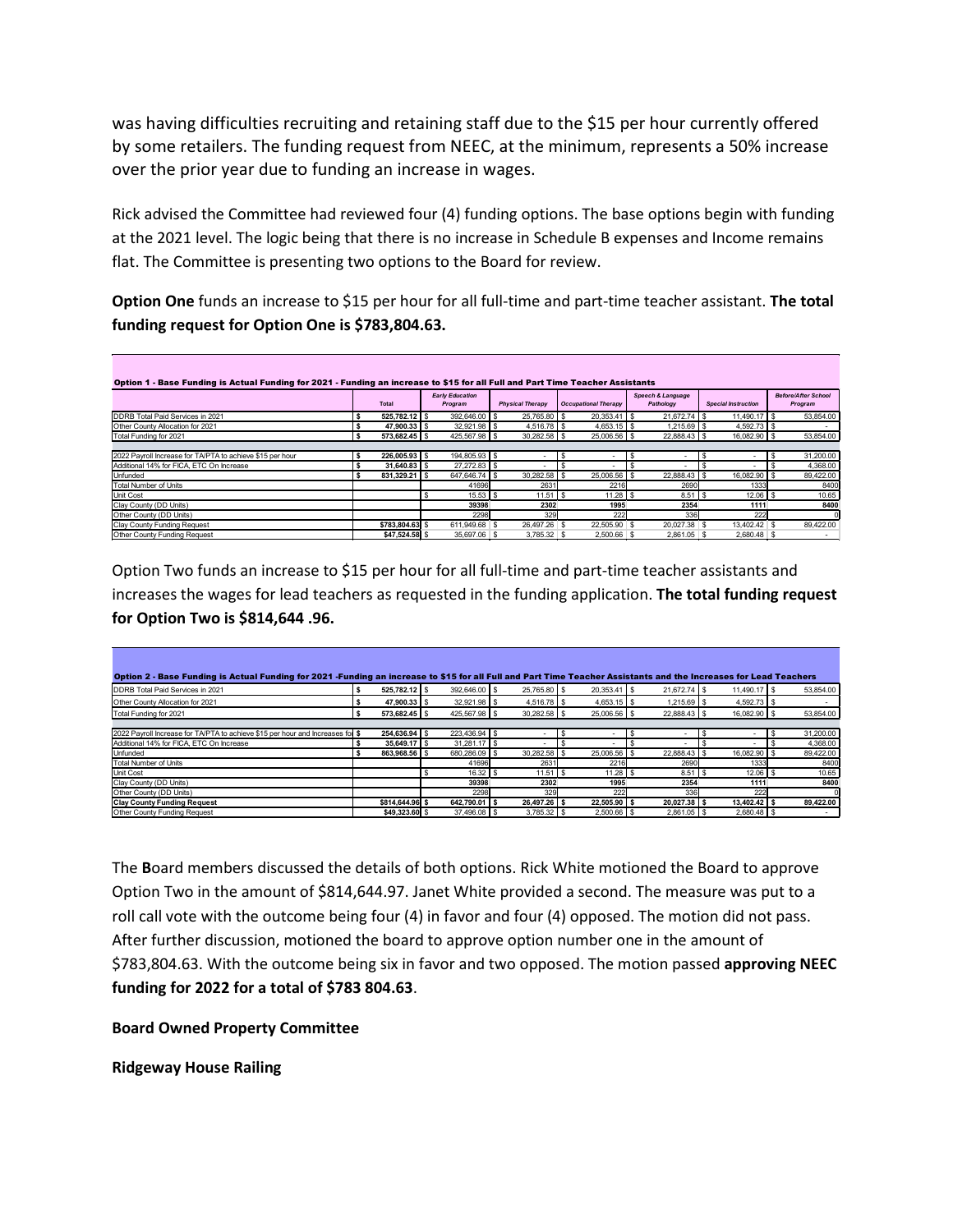was having difficulties recruiting and retaining staff due to the $15 per hour currently offered by some retailers. The funding request from NEEC, at the minimum, represents a 50% increase over the prior year due to funding an increase in wages.

Rick advised the Committee had reviewed four (4) funding options. The base options begin with funding at the 2021 level. The logic being that there is no increase in Schedule B expenses and Income remains flat. The Committee is presenting two options to the Board for review.

**Option One** funds an increase to $15 per hour for all full-time and part-time teacher assistant. **The total funding request for Option One is $783,804.63.**

**Option 1 - Base Funding is Actual Funding for 2021 - Funding an increase to $15 for all Full and Part Time Teacher Assistants**

| | Total | Early Education Program | Physical Therapy | Occupational Therapy | Speech & Language Pathology | Special Instruction | Before/After School Program |
|---|---|---|---|---|---|---|---|
| DDRB Total Paid Services in 2021 | $ 525,782.12 | $ 392,646.00 | $ 25,765.80 | $ 20,353.41 | $ 21,672.74 | $ 11,490.17 | $ 53,854.00 |
| Other County Allocation for 2021 | $ 47,900.33 | $ 32,921.98 | $ 4,516.78 | $ 4,653.15 | $ 1,215.69 | $ 4,592.73 | $ - |
| Total Funding for 2021 | $ 573,682.45 | $ 425,567.98 | $ 30,282.58 | $ 25,006.56 | $ 22,888.43 | $ 16,082.90 | $ 53,854.00 |
| | | | | | | | |
| 2022 Payroll Increase for TA/PTA to achieve $15 per hour | $ 226,005.93 | $ 194,805.93 | $ - | $ - | $ - | $ - | $ 31,200.00 |
| Additional 14% for FICA, ETC On Increase | $ 31,640.83 | $ 27,272.83 | $ - | $ - | $ - | $ - | $ 4,368.00 |
| Unfunded | $ 831,329.21 | $ 647,646.74 | $ 30,282.58 | $ 25,006.56 | $ 22,888.43 | $ 16,082.90 | $ 89,422.00 |
| Total Number of Units | | 41696 | 2631 | 2216 | 2690 | 1333 | 8400 |
| Unit Cost | | $ 15.53 | $ 11.51 | $ 11.28 | $ 8.51 | $ 12.06 | $ 10.65 |
| Clay County (DD Units) | | 39398 | 2302 | 1995 | 2354 | 1111 | 8400 |
| Other County (DD Units) | | 2298 | 329 | 222 | 336 | 222 | 0 |
| Clay County Funding Request | $783,804.63 | $ 611,949.68 | $ 26,497.26 | $ 22,505.90 | $ 20,027.38 | $ 13,402.42 | $ 89,422.00 |
| Other County Funding Request | $47,524.58 | $ 35,697.06 | $ 3,785.32 | $ 2,500.66 | $ 2,861.05 | $ 2,680.48 | $ - |

Option Two funds an increase to $15 per hour for all full-time and part-time teacher assistants and increases the wages for lead teachers as requested in the funding application. **The total funding request for Option Two is $814,644 .96.**

**Option 2 - Base Funding is Actual Funding for 2021 -Funding an increase to $15 for all Full and Part Time Teacher Assistants and the Increases for Lead Teachers**

| | Total | Early Education Program | Physical Therapy | Occupational Therapy | Speech & Language Pathology | Special Instruction | Before/After School Program |
|---|---|---|---|---|---|---|---|
| DDRB Total Paid Services in 2021 | $ 525,782.12 | $ 392,646.00 | $ 25,765.80 | $ 20,353.41 | $ 21,672.74 | $ 11,490.17 | $ 53,854.00 |
| Other County Allocation for 2021 | $ 47,900.33 | $ 32,921.98 | $ 4,516.78 | $ 4,653.15 | $ 1,215.69 | $ 4,592.73 | $ - |
| Total Funding for 2021 | $ 573,682.45 | $ 425,567.98 | $ 30,282.58 | $ 25,006.56 | $ 22,888.43 | $ 16,082.90 | $ 53,854.00 |
| | | | | | | | |
| 2022 Payroll Increase for TA/PTA to achieve $15 per hour and Increases for | $ 254,636.94 | $ 223,436.94 | $ - | $ - | $ - | $ - | $ 31,200.00 |
| Additional 14% for FICA, ETC On Increase | $ 35,649.17 | $ 31,281.17 | $ - | $ - | $ - | $ - | $ 4,368.00 |
| Unfunded | $ 863,968.56 | $ 680,286.09 | $ 30,282.58 | $ 25,006.56 | $ 22,888.43 | $ 16,082.90 | $ 89,422.00 |
| Total Number of Units | | 41696 | 2631 | 2216 | 2690 | 1333 | 8400 |
| Unit Cost | | $ 16.32 | $ 11.51 | $ 11.28 | $ 8.51 | $ 12.06 | $ 10.65 |
| Clay County (DD Units) | | 39398 | 2302 | 1995 | 2354 | 1111 | 8400 |
| Other County (DD Units) | | 2298 | 329 | 222 | 336 | 222 | 0 |
| **Clay County Funding Request** | **$814,644.96** | **$ 642,790.01** | **$ 26,497.26** | **$ 22,505.90** | **$ 20,027.38** | **$ 13,402.42** | **$ 89,422.00** |
| Other County Funding Request | $49,323.60 | $ 37,496.08 | $ 3,785.32 | $ 2,500.66 | $ 2,861.05 | $ 2,680.48 | $ - |

The **B**oard members discussed the details of both options. Rick White motioned the Board to approve Option Two in the amount of $814,644.97. Janet White provided a second. The measure was put to a roll call vote with the outcome being four (4) in favor and four (4) opposed. The motion did not pass. After further discussion, motioned the board to approve option number one in the amount of $783,804.63. With the outcome being six in favor and two opposed. The motion passed **approving NEEC funding for 2022 for a total of $783 804.63**.

**Board Owned Property Committee**

**Ridgeway House Railing**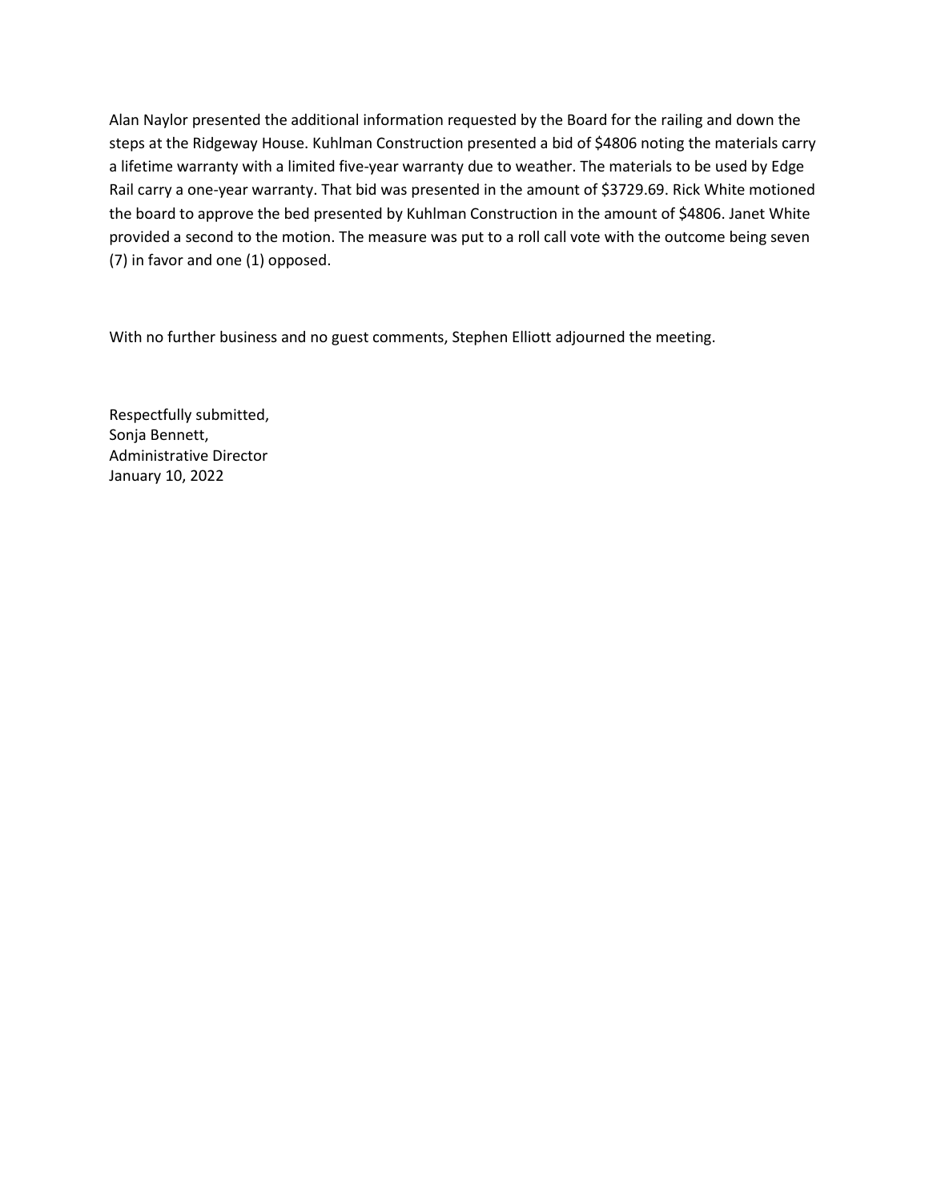Alan Naylor presented the additional information requested by the Board for the railing and down the steps at the Ridgeway House. Kuhlman Construction presented a bid of $4806 noting the materials carry a lifetime warranty with a limited five-year warranty due to weather. The materials to be used by Edge Rail carry a one-year warranty. That bid was presented in the amount of $3729.69. Rick White motioned the board to approve the bed presented by Kuhlman Construction in the amount of $4806. Janet White provided a second to the motion. The measure was put to a roll call vote with the outcome being seven (7) in favor and one (1) opposed.

With no further business and no guest comments, Stephen Elliott adjourned the meeting.

Respectfully submitted,  
Sonja Bennett,  
Administrative Director  
January 10, 2022